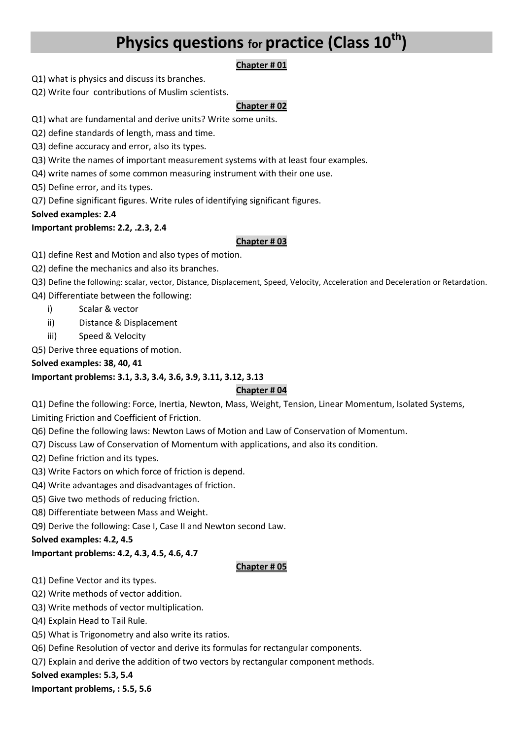# Physics questions for practice (Class $10^{th}$)

## Chapter # 01

Q1) what is physics and discuss its branches.

Q2) Write four contributions of Muslim scientists.

## Chapter # 02

Q1) what are fundamental and derive units? Write some units.

Q2) define standards of length, mass and time.

Q3) define accuracy and error, also its types.

Q3) Write the names of important measurement systems with at least four examples.

Q4) write names of some common measuring instrument with their one use.

Q5) Define error, and its types.

Q7) Define significant figures. Write rules of identifying significant figures.

**Solved examples: 2.4**

**Important problems: 2.2, .2.3, 2.4**

## Chapter # 03

Q1) define Rest and Motion and also types of motion.

Q2) define the mechanics and also its branches.

Q3) Define the following: scalar, vector, Distance, Displacement, Speed, Velocity, Acceleration and Deceleration or Retardation.

Q4) Differentiate between the following:

- i) Scalar & vector
- ii) Distance & Displacement
- iii) Speed & Velocity

Q5) Derive three equations of motion.

**Solved examples: 38, 40, 41**

**Important problems: 3.1, 3.3, 3.4, 3.6, 3.9, 3.11, 3.12, 3.13**

## Chapter # 04

Q1) Define the following: Force, Inertia, Newton, Mass, Weight, Tension, Linear Momentum, Isolated Systems, Limiting Friction and Coefficient of Friction.

Q6) Define the following laws: Newton Laws of Motion and Law of Conservation of Momentum.

Q7) Discuss Law of Conservation of Momentum with applications, and also its condition.

Q2) Define friction and its types.

Q3) Write Factors on which force of friction is depend.

Q4) Write advantages and disadvantages of friction.

Q5) Give two methods of reducing friction.

Q8) Differentiate between Mass and Weight.

Q9) Derive the following: Case I, Case II and Newton second Law.

**Solved examples: 4.2, 4.5**

**Important problems: 4.2, 4.3, 4.5, 4.6, 4.7**

## Chapter # 05

Q1) Define Vector and its types.

Q2) Write methods of vector addition.

Q3) Write methods of vector multiplication.

Q4) Explain Head to Tail Rule.

Q5) What is Trigonometry and also write its ratios.

Q6) Define Resolution of vector and derive its formulas for rectangular components.

Q7) Explain and derive the addition of two vectors by rectangular component methods.

**Solved examples: 5.3, 5.4**

**Important problems, : 5.5, 5.6**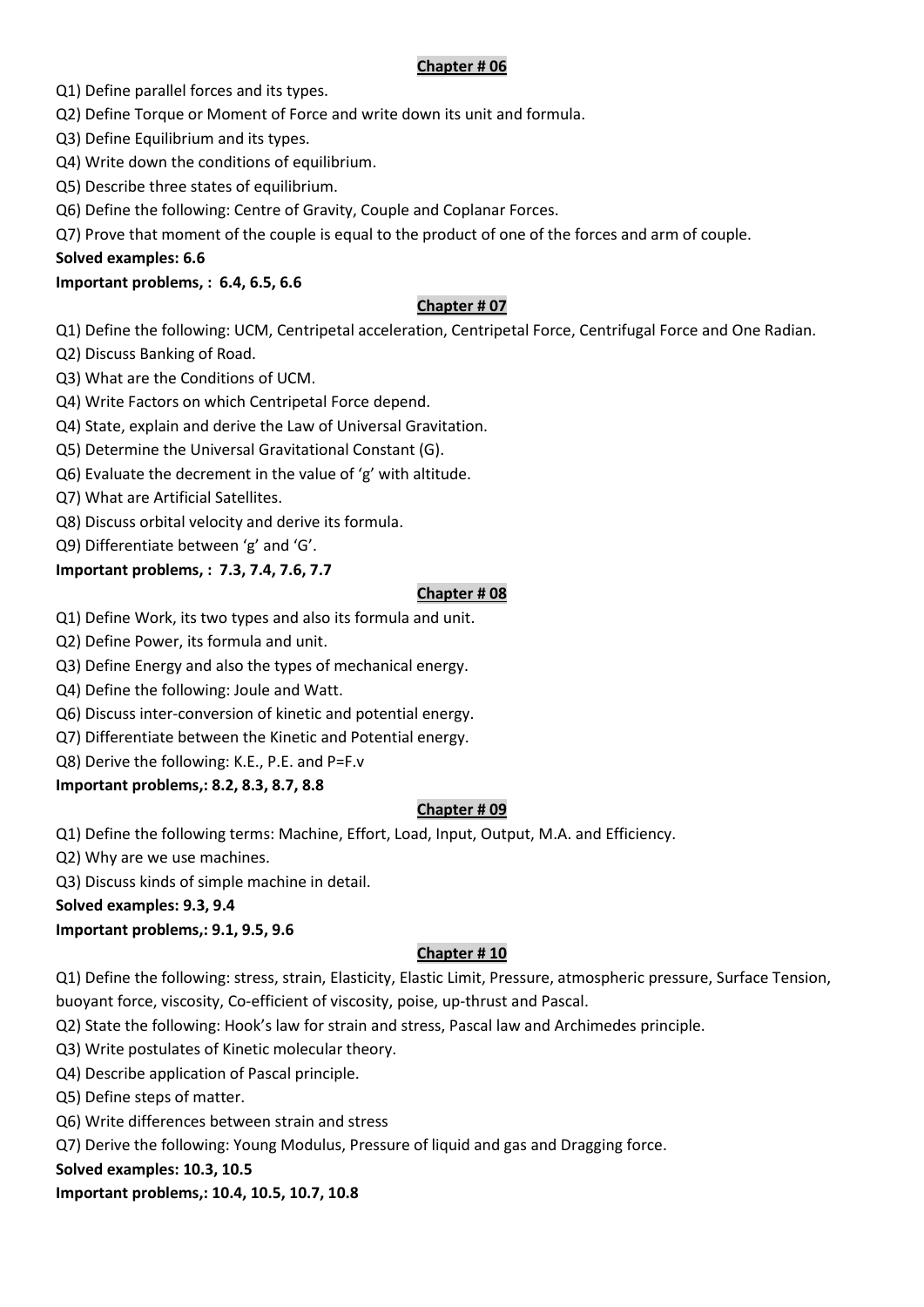## Chapter # 06

Q1) Define parallel forces and its types.

Q2) Define Torque or Moment of Force and write down its unit and formula.

Q3) Define Equilibrium and its types.

Q4) Write down the conditions of equilibrium.

Q5) Describe three states of equilibrium.

Q6) Define the following: Centre of Gravity, Couple and Coplanar Forces.

Q7) Prove that moment of the couple is equal to the product of one of the forces and arm of couple.

**Solved examples: 6.6**

**Important problems, : 6.4, 6.5, 6.6**

## Chapter # 07

Q1) Define the following: UCM, Centripetal acceleration, Centripetal Force, Centrifugal Force and One Radian.

Q2) Discuss Banking of Road.

Q3) What are the Conditions of UCM.

Q4) Write Factors on which Centripetal Force depend.

Q4) State, explain and derive the Law of Universal Gravitation.

Q5) Determine the Universal Gravitational Constant (G).

Q6) Evaluate the decrement in the value of 'g' with altitude.

Q7) What are Artificial Satellites.

Q8) Discuss orbital velocity and derive its formula.

Q9) Differentiate between 'g' and 'G'.

**Important problems, : 7.3, 7.4, 7.6, 7.7**

## Chapter # 08

Q1) Define Work, its two types and also its formula and unit.

Q2) Define Power, its formula and unit.

Q3) Define Energy and also the types of mechanical energy.

Q4) Define the following: Joule and Watt.

Q6) Discuss inter-conversion of kinetic and potential energy.

Q7) Differentiate between the Kinetic and Potential energy.

Q8) Derive the following: K.E., P.E. and P=F.v

**Important problems,: 8.2, 8.3, 8.7, 8.8**

## Chapter # 09

Q1) Define the following terms: Machine, Effort, Load, Input, Output, M.A. and Efficiency.

Q2) Why are we use machines.

Q3) Discuss kinds of simple machine in detail.

**Solved examples: 9.3, 9.4**

**Important problems,: 9.1, 9.5, 9.6**

## Chapter # 10

Q1) Define the following: stress, strain, Elasticity, Elastic Limit, Pressure, atmospheric pressure, Surface Tension, buoyant force, viscosity, Co-efficient of viscosity, poise, up-thrust and Pascal.

Q2) State the following: Hook's law for strain and stress, Pascal law and Archimedes principle.

Q3) Write postulates of Kinetic molecular theory.

Q4) Describe application of Pascal principle.

Q5) Define steps of matter.

Q6) Write differences between strain and stress

Q7) Derive the following: Young Modulus, Pressure of liquid and gas and Dragging force.

**Solved examples: 10.3, 10.5**

**Important problems,: 10.4, 10.5, 10.7, 10.8**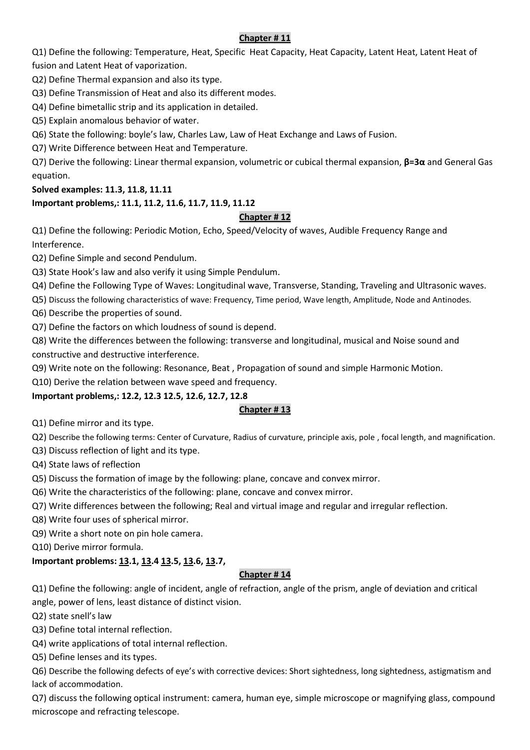## Chapter # 11

Q1) Define the following: Temperature, Heat, Specific Heat Capacity, Heat Capacity, Latent Heat, Latent Heat of fusion and Latent Heat of vaporization.

Q2) Define Thermal expansion and also its type.

Q3) Define Transmission of Heat and also its different modes.

Q4) Define bimetallic strip and its application in detailed.

Q5) Explain anomalous behavior of water.

Q6) State the following: boyle's law, Charles Law, Law of Heat Exchange and Laws of Fusion.

Q7) Write Difference between Heat and Temperature.

Q7) Derive the following: Linear thermal expansion, volumetric or cubical thermal expansion, **$\beta = 3\alpha$** and General Gas equation.

**Solved examples: 11.3, 11.8, 11.11**

**Important problems,: 11.1, 11.2, 11.6, 11.7, 11.9, 11.12**

## Chapter # 12

Q1) Define the following: Periodic Motion, Echo, Speed/Velocity of waves, Audible Frequency Range and Interference.

Q2) Define Simple and second Pendulum.

Q3) State Hook's law and also verify it using Simple Pendulum.

Q4) Define the Following Type of Waves: Longitudinal wave, Transverse, Standing, Traveling and Ultrasonic waves.

Q5) Discuss the following characteristics of wave: Frequency, Time period, Wave length, Amplitude, Node and Antinodes.

Q6) Describe the properties of sound.

Q7) Define the factors on which loudness of sound is depend.

Q8) Write the differences between the following: transverse and longitudinal, musical and Noise sound and constructive and destructive interference.

Q9) Write note on the following: Resonance, Beat , Propagation of sound and simple Harmonic Motion.

Q10) Derive the relation between wave speed and frequency.

**Important problems,: 12.2, 12.3 12.5, 12.6, 12.7, 12.8**

## Chapter # 13

Q1) Define mirror and its type.

Q2) Describe the following terms: Center of Curvature, Radius of curvature, principle axis, pole , focal length, and magnification.

Q3) Discuss reflection of light and its type.

Q4) State laws of reflection

Q5) Discuss the formation of image by the following: plane, concave and convex mirror.

Q6) Write the characteristics of the following: plane, concave and convex mirror.

Q7) Write differences between the following; Real and virtual image and regular and irregular reflection.

Q8) Write four uses of spherical mirror.

Q9) Write a short note on pin hole camera.

Q10) Derive mirror formula.

**Important problems: 13.1, 13.4 13.5, 13.6, 13.7,**

## Chapter # 14

Q1) Define the following: angle of incident, angle of refraction, angle of the prism, angle of deviation and critical angle, power of lens, least distance of distinct vision.

Q2) state snell's law

Q3) Define total internal reflection.

Q4) write applications of total internal reflection.

Q5) Define lenses and its types.

Q6) Describe the following defects of eye's with corrective devices: Short sightedness, long sightedness, astigmatism and lack of accommodation.

Q7) discuss the following optical instrument: camera, human eye, simple microscope or magnifying glass, compound microscope and refracting telescope.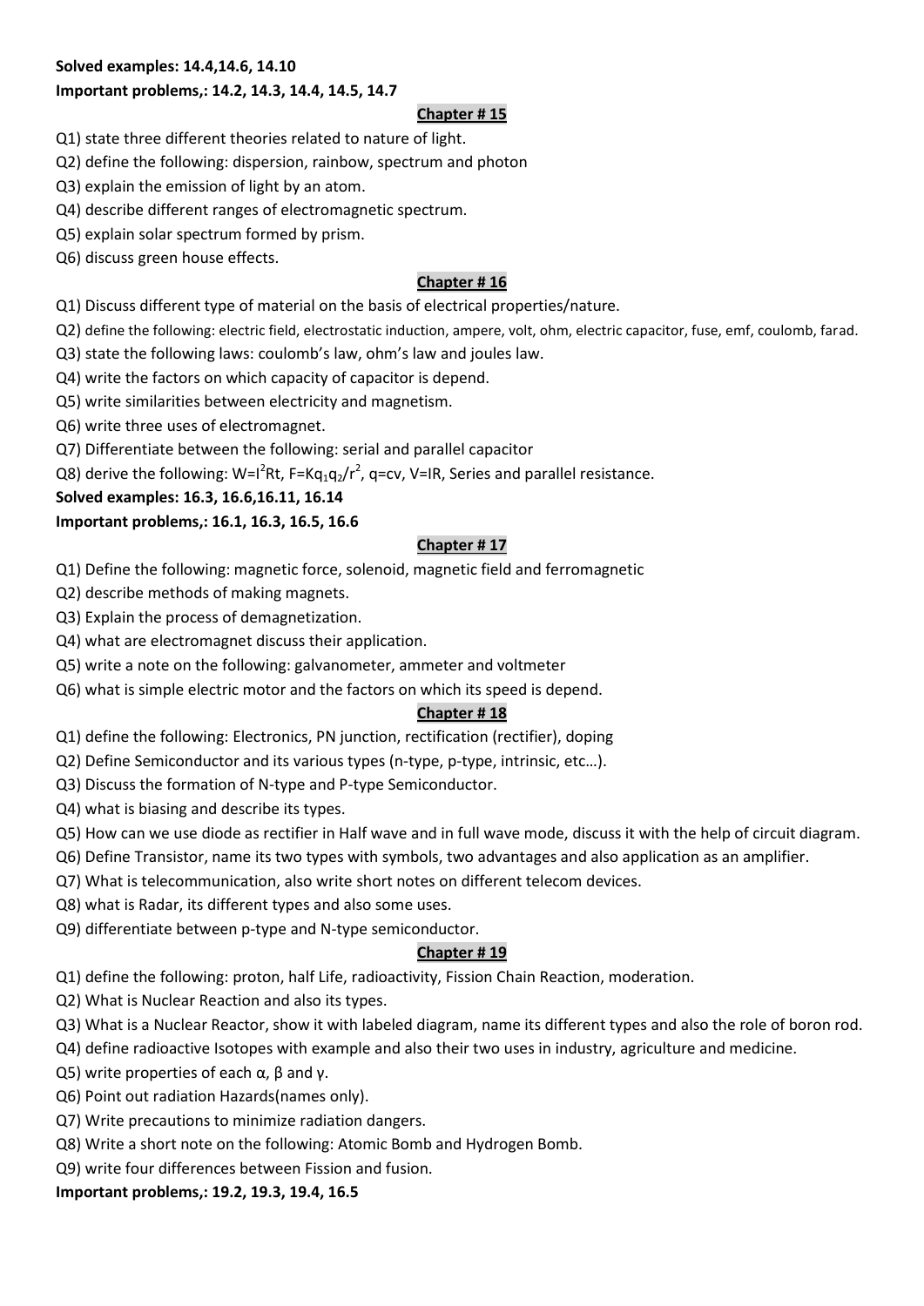**Solved examples: 14.4,14.6, 14.10**

**Important problems,: 14.2, 14.3, 14.4, 14.5, 14.7**

## Chapter # 15

Q1) state three different theories related to nature of light.

Q2) define the following: dispersion, rainbow, spectrum and photon

Q3) explain the emission of light by an atom.

Q4) describe different ranges of electromagnetic spectrum.

Q5) explain solar spectrum formed by prism.

Q6) discuss green house effects.

## Chapter # 16

Q1) Discuss different type of material on the basis of electrical properties/nature.

Q2) define the following: electric field, electrostatic induction, ampere, volt, ohm, electric capacitor, fuse, emf, coulomb, farad.

Q3) state the following laws: coulomb's law, ohm's law and joules law.

Q4) write the factors on which capacity of capacitor is depend.

Q5) write similarities between electricity and magnetism.

Q6) write three uses of electromagnet.

Q7) Differentiate between the following: serial and parallel capacitor

Q8) derive the following: $W=I^2Rt$, $F=Kq_1q_2/r^2$, q=cv, V=IR, Series and parallel resistance.

**Solved examples: 16.3, 16.6,16.11, 16.14**

**Important problems,: 16.1, 16.3, 16.5, 16.6**

## Chapter # 17

Q1) Define the following: magnetic force, solenoid, magnetic field and ferromagnetic

Q2) describe methods of making magnets.

Q3) Explain the process of demagnetization.

Q4) what are electromagnet discuss their application.

Q5) write a note on the following: galvanometer, ammeter and voltmeter

Q6) what is simple electric motor and the factors on which its speed is depend.

## Chapter # 18

Q1) define the following: Electronics, PN junction, rectification (rectifier), doping

Q2) Define Semiconductor and its various types (n-type, p-type, intrinsic, etc…).

Q3) Discuss the formation of N-type and P-type Semiconductor.

Q4) what is biasing and describe its types.

Q5) How can we use diode as rectifier in Half wave and in full wave mode, discuss it with the help of circuit diagram.

Q6) Define Transistor, name its two types with symbols, two advantages and also application as an amplifier.

Q7) What is telecommunication, also write short notes on different telecom devices.

Q8) what is Radar, its different types and also some uses.

Q9) differentiate between p-type and N-type semiconductor.

## Chapter # 19

Q1) define the following: proton, half Life, radioactivity, Fission Chain Reaction, moderation.

Q2) What is Nuclear Reaction and also its types.

Q3) What is a Nuclear Reactor, show it with labeled diagram, name its different types and also the role of boron rod.

Q4) define radioactive Isotopes with example and also their two uses in industry, agriculture and medicine.

Q5) write properties of each α, β and γ.

Q6) Point out radiation Hazards(names only).

Q7) Write precautions to minimize radiation dangers.

Q8) Write a short note on the following: Atomic Bomb and Hydrogen Bomb.

Q9) write four differences between Fission and fusion.

**Important problems,: 19.2, 19.3, 19.4, 16.5**